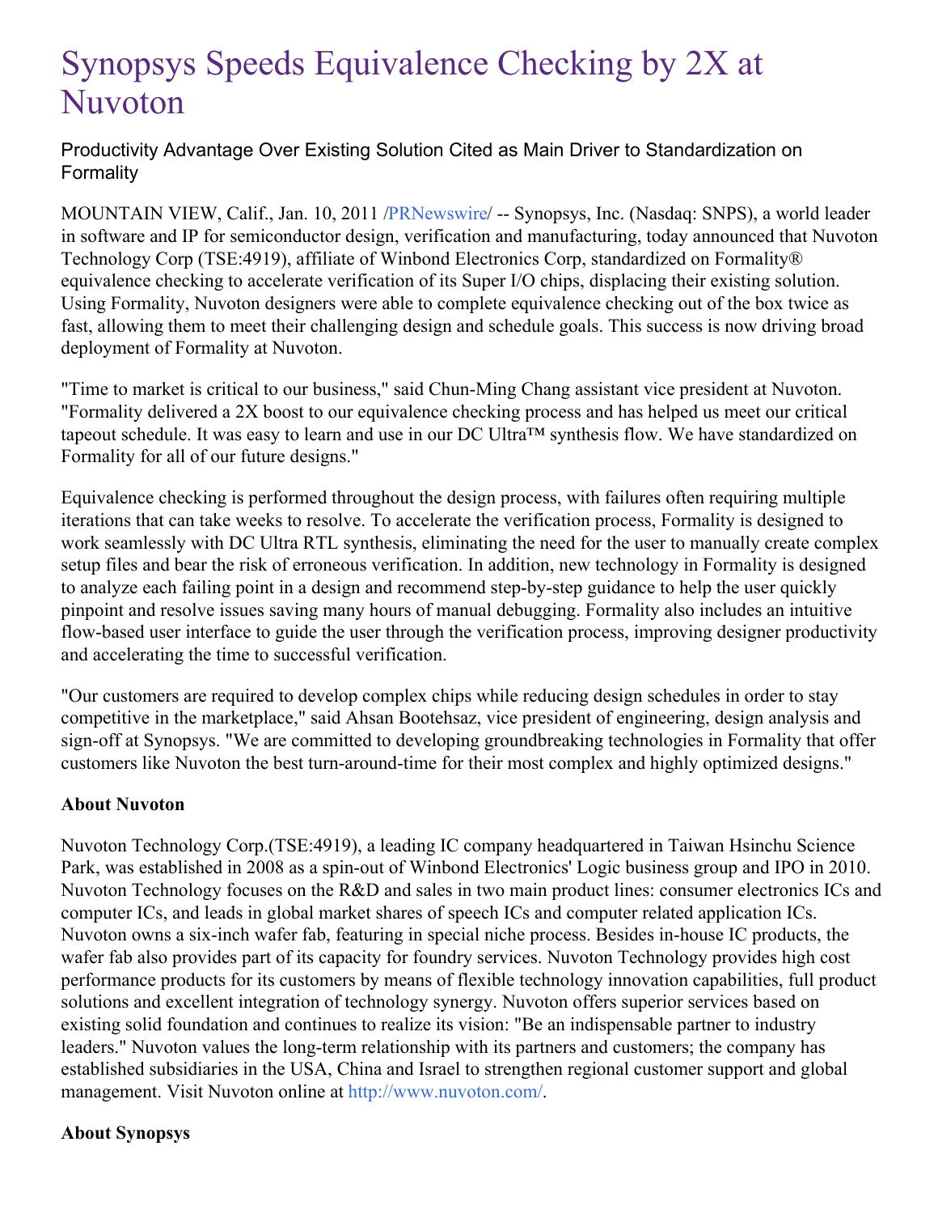# Synopsys Speeds Equivalence Checking by 2X at Nuvoton

Productivity Advantage Over Existing Solution Cited as Main Driver to Standardization on Formality

MOUNTAIN VIEW, Calif., Jan. 10, 2011 /PRNewswire/ -- Synopsys, Inc. (Nasdaq: SNPS), a world leader in software and IP for semiconductor design, verification and manufacturing, today announced that Nuvoton Technology Corp (TSE:4919), affiliate of Winbond Electronics Corp, standardized on Formality® equivalence checking to accelerate verification of its Super I/O chips, displacing their existing solution. Using Formality, Nuvoton designers were able to complete equivalence checking out of the box twice as fast, allowing them to meet their challenging design and schedule goals. This success is now driving broad deployment of Formality at Nuvoton.

"Time to market is critical to our business," said Chun-Ming Chang assistant vice president at Nuvoton. "Formality delivered a 2X boost to our equivalence checking process and has helped us meet our critical tapeout schedule. It was easy to learn and use in our DC Ultra™ synthesis flow. We have standardized on Formality for all of our future designs."

Equivalence checking is performed throughout the design process, with failures often requiring multiple iterations that can take weeks to resolve. To accelerate the verification process, Formality is designed to work seamlessly with DC Ultra RTL synthesis, eliminating the need for the user to manually create complex setup files and bear the risk of erroneous verification. In addition, new technology in Formality is designed to analyze each failing point in a design and recommend step-by-step guidance to help the user quickly pinpoint and resolve issues saving many hours of manual debugging. Formality also includes an intuitive flow-based user interface to guide the user through the verification process, improving designer productivity and accelerating the time to successful verification.

"Our customers are required to develop complex chips while reducing design schedules in order to stay competitive in the marketplace," said Ahsan Bootehsaz, vice president of engineering, design analysis and sign-off at Synopsys. "We are committed to developing groundbreaking technologies in Formality that offer customers like Nuvoton the best turn-around-time for their most complex and highly optimized designs."

**About Nuvoton**

Nuvoton Technology Corp.(TSE:4919), a leading IC company headquartered in Taiwan Hsinchu Science Park, was established in 2008 as a spin-out of Winbond Electronics' Logic business group and IPO in 2010. Nuvoton Technology focuses on the R&D and sales in two main product lines: consumer electronics ICs and computer ICs, and leads in global market shares of speech ICs and computer related application ICs. Nuvoton owns a six-inch wafer fab, featuring in special niche process. Besides in-house IC products, the wafer fab also provides part of its capacity for foundry services. Nuvoton Technology provides high cost performance products for its customers by means of flexible technology innovation capabilities, full product solutions and excellent integration of technology synergy. Nuvoton offers superior services based on existing solid foundation and continues to realize its vision: "Be an indispensable partner to industry leaders." Nuvoton values the long-term relationship with its partners and customers; the company has established subsidiaries in the USA, China and Israel to strengthen regional customer support and global management. Visit Nuvoton online at http://www.nuvoton.com/.

**About Synopsys**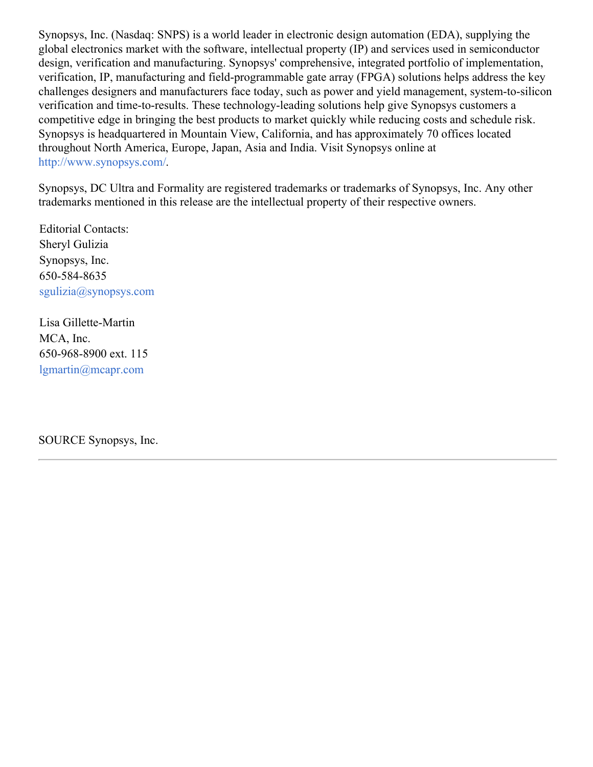Synopsys, Inc. (Nasdaq: SNPS) is a world leader in electronic design automation (EDA), supplying the global electronics market with the software, intellectual property (IP) and services used in semiconductor design, verification and manufacturing. Synopsys' comprehensive, integrated portfolio of implementation, verification, IP, manufacturing and field-programmable gate array (FPGA) solutions helps address the key challenges designers and manufacturers face today, such as power and yield management, system-to-silicon verification and time-to-results. These technology-leading solutions help give Synopsys customers a competitive edge in bringing the best products to market quickly while reducing costs and schedule risk. Synopsys is headquartered in Mountain View, California, and has approximately 70 offices located throughout North America, Europe, Japan, Asia and India. Visit Synopsys online at http://www.synopsys.com/.

Synopsys, DC Ultra and Formality are registered trademarks or trademarks of Synopsys, Inc. Any other trademarks mentioned in this release are the intellectual property of their respective owners.

Editorial Contacts:
Sheryl Gulizia
Synopsys, Inc.
650-584-8635
sgulizia@synopsys.com

Lisa Gillette-Martin
MCA, Inc.
650-968-8900 ext. 115
lgmartin@mcapr.com

SOURCE Synopsys, Inc.